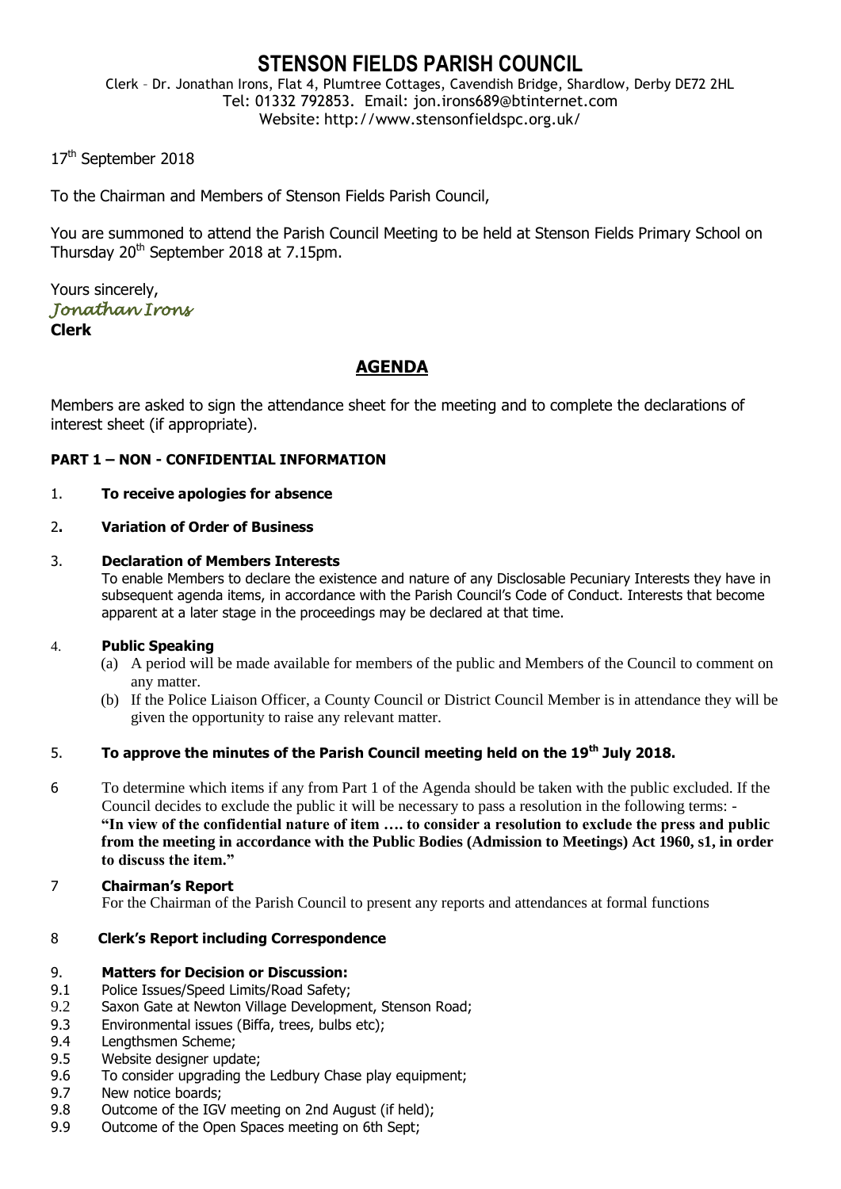# STENSON FIELDS PARISH COUNCIL

Clerk – Dr. Jonathan Irons, Flat 4, Plumtree Cottages, Cavendish Bridge, Shardlow, Derby DE72 2HL
Tel: 01332 792853. Email: jon.irons689@btinternet.com
Website: http://www.stensonfieldspc.org.uk/

17th September 2018

To the Chairman and Members of Stenson Fields Parish Council,

You are summoned to attend the Parish Council Meeting to be held at Stenson Fields Primary School on Thursday 20th September 2018 at 7.15pm.

Yours sincerely,
*Jonathan Irons*
**Clerk**

## AGENDA

Members are asked to sign the attendance sheet for the meeting and to complete the declarations of interest sheet (if appropriate).

**PART 1 – NON - CONFIDENTIAL INFORMATION**

1. **To receive apologies for absence**

2. **Variation of Order of Business**

3. **Declaration of Members Interests**
   To enable Members to declare the existence and nature of any Disclosable Pecuniary Interests they have in subsequent agenda items, in accordance with the Parish Council's Code of Conduct. Interests that become apparent at a later stage in the proceedings may be declared at that time.

4. **Public Speaking**
   (a) A period will be made available for members of the public and Members of the Council to comment on any matter.
   (b) If the Police Liaison Officer, a County Council or District Council Member is in attendance they will be given the opportunity to raise any relevant matter.

5. **To approve the minutes of the Parish Council meeting held on the 19th July 2018.**

6. To determine which items if any from Part 1 of the Agenda should be taken with the public excluded. If the Council decides to exclude the public it will be necessary to pass a resolution in the following terms: - **"In view of the confidential nature of item …. to consider a resolution to exclude the press and public from the meeting in accordance with the Public Bodies (Admission to Meetings) Act 1960, s1, in order to discuss the item."**

7. **Chairman's Report**
   For the Chairman of the Parish Council to present any reports and attendances at formal functions

8. **Clerk's Report including Correspondence**

9. **Matters for Decision or Discussion:**

9.1 Police Issues/Speed Limits/Road Safety;
9.2 Saxon Gate at Newton Village Development, Stenson Road;
9.3 Environmental issues (Biffa, trees, bulbs etc);
9.4 Lengthsmen Scheme;
9.5 Website designer update;
9.6 To consider upgrading the Ledbury Chase play equipment;
9.7 New notice boards;
9.8 Outcome of the IGV meeting on 2nd August (if held);
9.9 Outcome of the Open Spaces meeting on 6th Sept;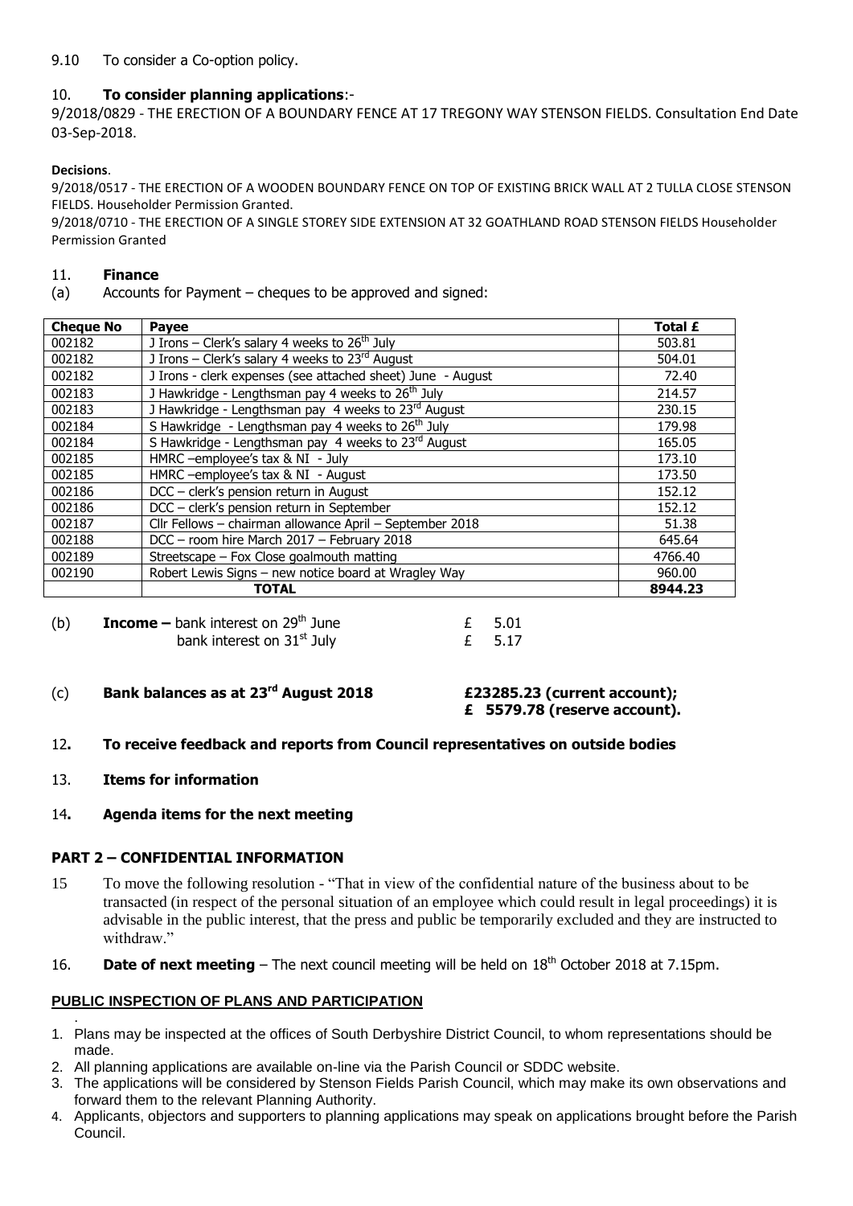9.10 To consider a Co-option policy.

10. **To consider planning applications**:-

9/2018/0829 - THE ERECTION OF A BOUNDARY FENCE AT 17 TREGONY WAY STENSON FIELDS. Consultation End Date 03-Sep-2018.

**Decisions**.

9/2018/0517 - THE ERECTION OF A WOODEN BOUNDARY FENCE ON TOP OF EXISTING BRICK WALL AT 2 TULLA CLOSE STENSON FIELDS. Householder Permission Granted.

9/2018/0710 - THE ERECTION OF A SINGLE STOREY SIDE EXTENSION AT 32 GOATHLAND ROAD STENSON FIELDS Householder Permission Granted

11. **Finance**

(a) Accounts for Payment – cheques to be approved and signed:

| Cheque No | Payee | Total £ |
|---|---|---|
| 002182 | J Irons – Clerk's salary 4 weeks to 26th July | 503.81 |
| 002182 | J Irons – Clerk's salary 4 weeks to 23rd August | 504.01 |
| 002182 | J Irons - clerk expenses (see attached sheet) June - August | 72.40 |
| 002183 | J Hawkridge - Lengthsman pay 4 weeks to 26th July | 214.57 |
| 002183 | J Hawkridge - Lengthsman pay 4 weeks to 23rd August | 230.15 |
| 002184 | S Hawkridge - Lengthsman pay 4 weeks to 26th July | 179.98 |
| 002184 | S Hawkridge - Lengthsman pay 4 weeks to 23rd August | 165.05 |
| 002185 | HMRC –employee's tax & NI - July | 173.10 |
| 002185 | HMRC –employee's tax & NI - August | 173.50 |
| 002186 | DCC – clerk's pension return in August | 152.12 |
| 002186 | DCC – clerk's pension return in September | 152.12 |
| 002187 | Cllr Fellows – chairman allowance April – September 2018 | 51.38 |
| 002188 | DCC – room hire March 2017 – February 2018 | 645.64 |
| 002189 | Streetscape – Fox Close goalmouth matting | 4766.40 |
| 002190 | Robert Lewis Signs – new notice board at Wragley Way | 960.00 |
| | **TOTAL** | **8944.23** |

(b) **Income –** bank interest on 29th June £ 5.01
bank interest on 31st July £ 5.17

(c) **Bank balances as at 23rd August 2018** **£23285.23 (current account);**
**£ 5579.78 (reserve account).**

12**. To receive feedback and reports from Council representatives on outside bodies**

13. **Items for information**

14**. Agenda items for the next meeting**

**PART 2 – CONFIDENTIAL INFORMATION**

15 To move the following resolution - "That in view of the confidential nature of the business about to be transacted (in respect of the personal situation of an employee which could result in legal proceedings) it is advisable in the public interest, that the press and public be temporarily excluded and they are instructed to withdraw."

16. **Date of next meeting** – The next council meeting will be held on 18th October 2018 at 7.15pm.

**PUBLIC INSPECTION OF PLANS AND PARTICIPATION**

1. Plans may be inspected at the offices of South Derbyshire District Council, to whom representations should be made.
2. All planning applications are available on-line via the Parish Council or SDDC website.
3. The applications will be considered by Stenson Fields Parish Council, which may make its own observations and forward them to the relevant Planning Authority.
4. Applicants, objectors and supporters to planning applications may speak on applications brought before the Parish Council.